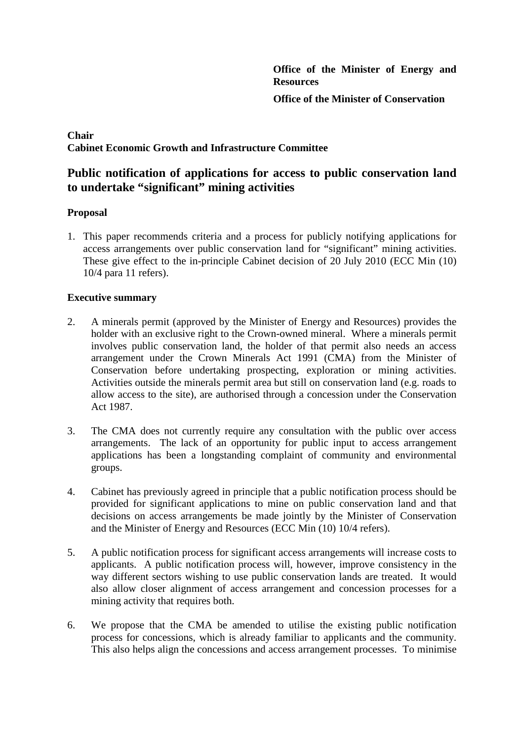**Office of the Minister of Energy and Resources**

**Office of the Minister of Conservation**

**Chair**
**Cabinet Economic Growth and Infrastructure Committee**

## Public notification of applications for access to public conservation land to undertake "significant" mining activities

### Proposal

1. This paper recommends criteria and a process for publicly notifying applications for access arrangements over public conservation land for "significant" mining activities. These give effect to the in-principle Cabinet decision of 20 July 2010 (ECC Min (10) 10/4 para 11 refers).

### Executive summary

2. A minerals permit (approved by the Minister of Energy and Resources) provides the holder with an exclusive right to the Crown-owned mineral. Where a minerals permit involves public conservation land, the holder of that permit also needs an access arrangement under the Crown Minerals Act 1991 (CMA) from the Minister of Conservation before undertaking prospecting, exploration or mining activities. Activities outside the minerals permit area but still on conservation land (e.g. roads to allow access to the site), are authorised through a concession under the Conservation Act 1987.

3. The CMA does not currently require any consultation with the public over access arrangements. The lack of an opportunity for public input to access arrangement applications has been a longstanding complaint of community and environmental groups.

4. Cabinet has previously agreed in principle that a public notification process should be provided for significant applications to mine on public conservation land and that decisions on access arrangements be made jointly by the Minister of Conservation and the Minister of Energy and Resources (ECC Min (10) 10/4 refers).

5. A public notification process for significant access arrangements will increase costs to applicants. A public notification process will, however, improve consistency in the way different sectors wishing to use public conservation lands are treated. It would also allow closer alignment of access arrangement and concession processes for a mining activity that requires both.

6. We propose that the CMA be amended to utilise the existing public notification process for concessions, which is already familiar to applicants and the community. This also helps align the concessions and access arrangement processes. To minimise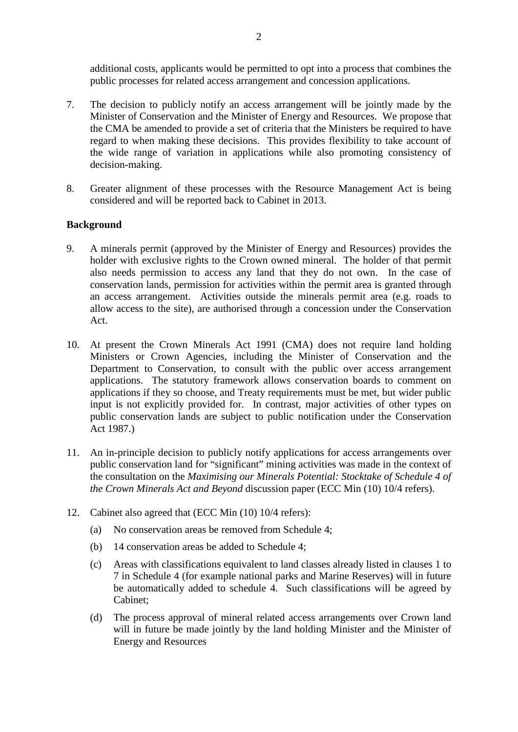additional costs, applicants would be permitted to opt into a process that combines the public processes for related access arrangement and concession applications.

7. The decision to publicly notify an access arrangement will be jointly made by the Minister of Conservation and the Minister of Energy and Resources. We propose that the CMA be amended to provide a set of criteria that the Ministers be required to have regard to when making these decisions. This provides flexibility to take account of the wide range of variation in applications while also promoting consistency of decision-making.

8. Greater alignment of these processes with the Resource Management Act is being considered and will be reported back to Cabinet in 2013.

**Background**

9. A minerals permit (approved by the Minister of Energy and Resources) provides the holder with exclusive rights to the Crown owned mineral. The holder of that permit also needs permission to access any land that they do not own. In the case of conservation lands, permission for activities within the permit area is granted through an access arrangement. Activities outside the minerals permit area (e.g. roads to allow access to the site), are authorised through a concession under the Conservation Act.

10. At present the Crown Minerals Act 1991 (CMA) does not require land holding Ministers or Crown Agencies, including the Minister of Conservation and the Department to Conservation, to consult with the public over access arrangement applications. The statutory framework allows conservation boards to comment on applications if they so choose, and Treaty requirements must be met, but wider public input is not explicitly provided for. In contrast, major activities of other types on public conservation lands are subject to public notification under the Conservation Act 1987.)

11. An in-principle decision to publicly notify applications for access arrangements over public conservation land for "significant" mining activities was made in the context of the consultation on the *Maximising our Minerals Potential: Stocktake of Schedule 4 of the Crown Minerals Act and Beyond* discussion paper (ECC Min (10) 10/4 refers).

12. Cabinet also agreed that (ECC Min (10) 10/4 refers):

    (a) No conservation areas be removed from Schedule 4;

    (b) 14 conservation areas be added to Schedule 4;

    (c) Areas with classifications equivalent to land classes already listed in clauses 1 to 7 in Schedule 4 (for example national parks and Marine Reserves) will in future be automatically added to schedule 4. Such classifications will be agreed by Cabinet;

    (d) The process approval of mineral related access arrangements over Crown land will in future be made jointly by the land holding Minister and the Minister of Energy and Resources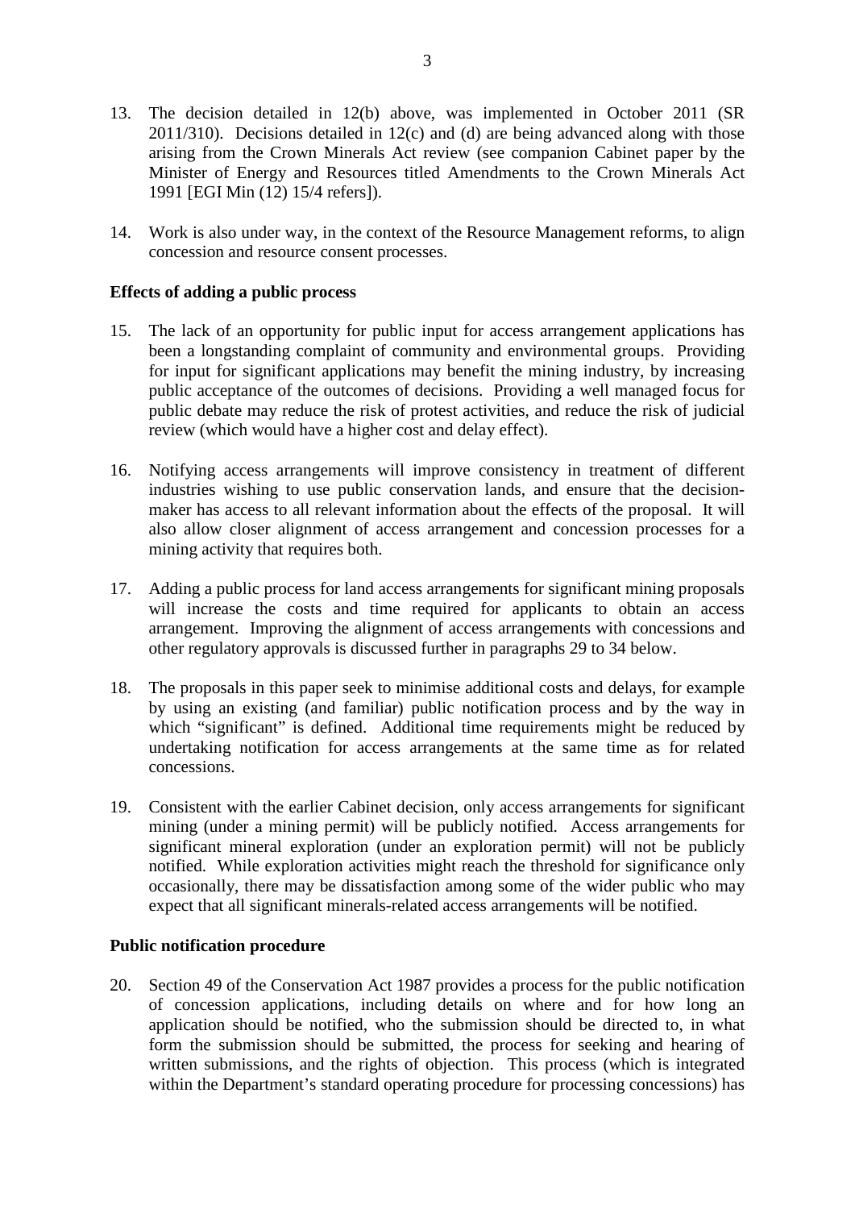13. The decision detailed in 12(b) above, was implemented in October 2011 (SR 2011/310). Decisions detailed in 12(c) and (d) are being advanced along with those arising from the Crown Minerals Act review (see companion Cabinet paper by the Minister of Energy and Resources titled Amendments to the Crown Minerals Act 1991 [EGI Min (12) 15/4 refers]).

14. Work is also under way, in the context of the Resource Management reforms, to align concession and resource consent processes.

**Effects of adding a public process**

15. The lack of an opportunity for public input for access arrangement applications has been a longstanding complaint of community and environmental groups. Providing for input for significant applications may benefit the mining industry, by increasing public acceptance of the outcomes of decisions. Providing a well managed focus for public debate may reduce the risk of protest activities, and reduce the risk of judicial review (which would have a higher cost and delay effect).

16. Notifying access arrangements will improve consistency in treatment of different industries wishing to use public conservation lands, and ensure that the decision-maker has access to all relevant information about the effects of the proposal. It will also allow closer alignment of access arrangement and concession processes for a mining activity that requires both.

17. Adding a public process for land access arrangements for significant mining proposals will increase the costs and time required for applicants to obtain an access arrangement. Improving the alignment of access arrangements with concessions and other regulatory approvals is discussed further in paragraphs 29 to 34 below.

18. The proposals in this paper seek to minimise additional costs and delays, for example by using an existing (and familiar) public notification process and by the way in which "significant" is defined. Additional time requirements might be reduced by undertaking notification for access arrangements at the same time as for related concessions.

19. Consistent with the earlier Cabinet decision, only access arrangements for significant mining (under a mining permit) will be publicly notified. Access arrangements for significant mineral exploration (under an exploration permit) will not be publicly notified. While exploration activities might reach the threshold for significance only occasionally, there may be dissatisfaction among some of the wider public who may expect that all significant minerals-related access arrangements will be notified.

**Public notification procedure**

20. Section 49 of the Conservation Act 1987 provides a process for the public notification of concession applications, including details on where and for how long an application should be notified, who the submission should be directed to, in what form the submission should be submitted, the process for seeking and hearing of written submissions, and the rights of objection. This process (which is integrated within the Department's standard operating procedure for processing concessions) has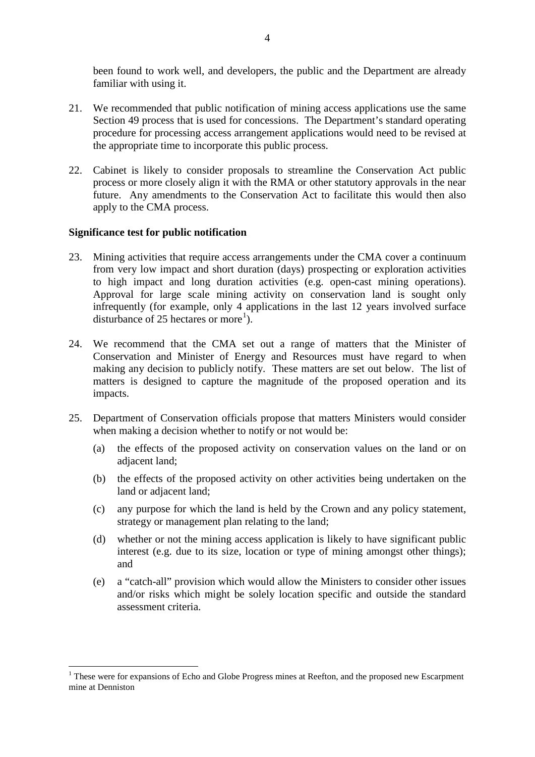been found to work well, and developers, the public and the Department are already familiar with using it.

21. We recommended that public notification of mining access applications use the same Section 49 process that is used for concessions. The Department's standard operating procedure for processing access arrangement applications would need to be revised at the appropriate time to incorporate this public process.

22. Cabinet is likely to consider proposals to streamline the Conservation Act public process or more closely align it with the RMA or other statutory approvals in the near future. Any amendments to the Conservation Act to facilitate this would then also apply to the CMA process.

**Significance test for public notification**

23. Mining activities that require access arrangements under the CMA cover a continuum from very low impact and short duration (days) prospecting or exploration activities to high impact and long duration activities (e.g. open-cast mining operations). Approval for large scale mining activity on conservation land is sought only infrequently (for example, only 4 applications in the last 12 years involved surface disturbance of 25 hectares or more[1]).

24. We recommend that the CMA set out a range of matters that the Minister of Conservation and Minister of Energy and Resources must have regard to when making any decision to publicly notify. These matters are set out below. The list of matters is designed to capture the magnitude of the proposed operation and its impacts.

25. Department of Conservation officials propose that matters Ministers would consider when making a decision whether to notify or not would be:

    (a) the effects of the proposed activity on conservation values on the land or on adjacent land;

    (b) the effects of the proposed activity on other activities being undertaken on the land or adjacent land;

    (c) any purpose for which the land is held by the Crown and any policy statement, strategy or management plan relating to the land;

    (d) whether or not the mining access application is likely to have significant public interest (e.g. due to its size, location or type of mining amongst other things); and

    (e) a "catch-all" provision which would allow the Ministers to consider other issues and/or risks which might be solely location specific and outside the standard assessment criteria.

[1] These were for expansions of Echo and Globe Progress mines at Reefton, and the proposed new Escarpment mine at Denniston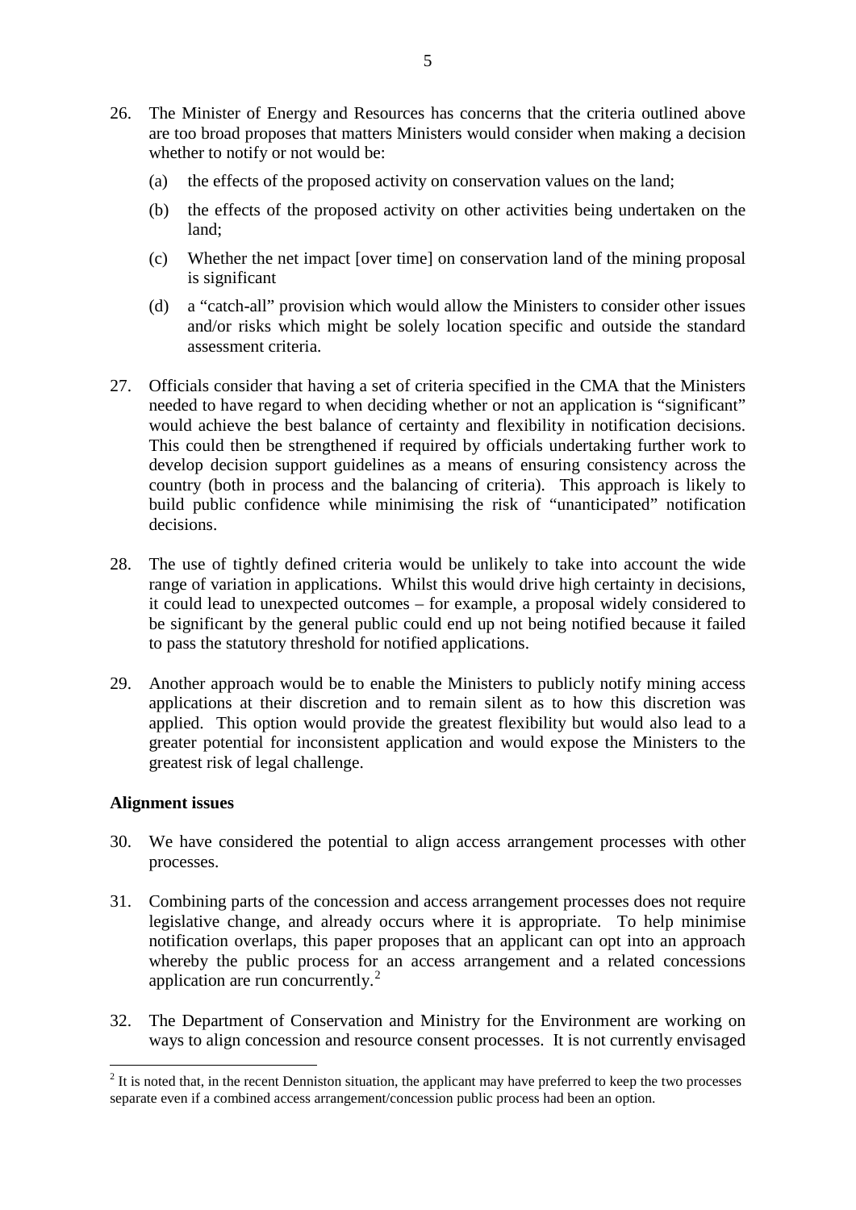26. The Minister of Energy and Resources has concerns that the criteria outlined above are too broad proposes that matters Ministers would consider when making a decision whether to notify or not would be:

    (a) the effects of the proposed activity on conservation values on the land;

    (b) the effects of the proposed activity on other activities being undertaken on the land;

    (c) Whether the net impact [over time] on conservation land of the mining proposal is significant

    (d) a "catch-all" provision which would allow the Ministers to consider other issues and/or risks which might be solely location specific and outside the standard assessment criteria.

27. Officials consider that having a set of criteria specified in the CMA that the Ministers needed to have regard to when deciding whether or not an application is "significant" would achieve the best balance of certainty and flexibility in notification decisions. This could then be strengthened if required by officials undertaking further work to develop decision support guidelines as a means of ensuring consistency across the country (both in process and the balancing of criteria). This approach is likely to build public confidence while minimising the risk of "unanticipated" notification decisions.

28. The use of tightly defined criteria would be unlikely to take into account the wide range of variation in applications. Whilst this would drive high certainty in decisions, it could lead to unexpected outcomes – for example, a proposal widely considered to be significant by the general public could end up not being notified because it failed to pass the statutory threshold for notified applications.

29. Another approach would be to enable the Ministers to publicly notify mining access applications at their discretion and to remain silent as to how this discretion was applied. This option would provide the greatest flexibility but would also lead to a greater potential for inconsistent application and would expose the Ministers to the greatest risk of legal challenge.

**Alignment issues**

30. We have considered the potential to align access arrangement processes with other processes.

31. Combining parts of the concession and access arrangement processes does not require legislative change, and already occurs where it is appropriate. To help minimise notification overlaps, this paper proposes that an applicant can opt into an approach whereby the public process for an access arrangement and a related concessions application are run concurrently.[2]

32. The Department of Conservation and Ministry for the Environment are working on ways to align concession and resource consent processes. It is not currently envisaged

[2] It is noted that, in the recent Denniston situation, the applicant may have preferred to keep the two processes separate even if a combined access arrangement/concession public process had been an option.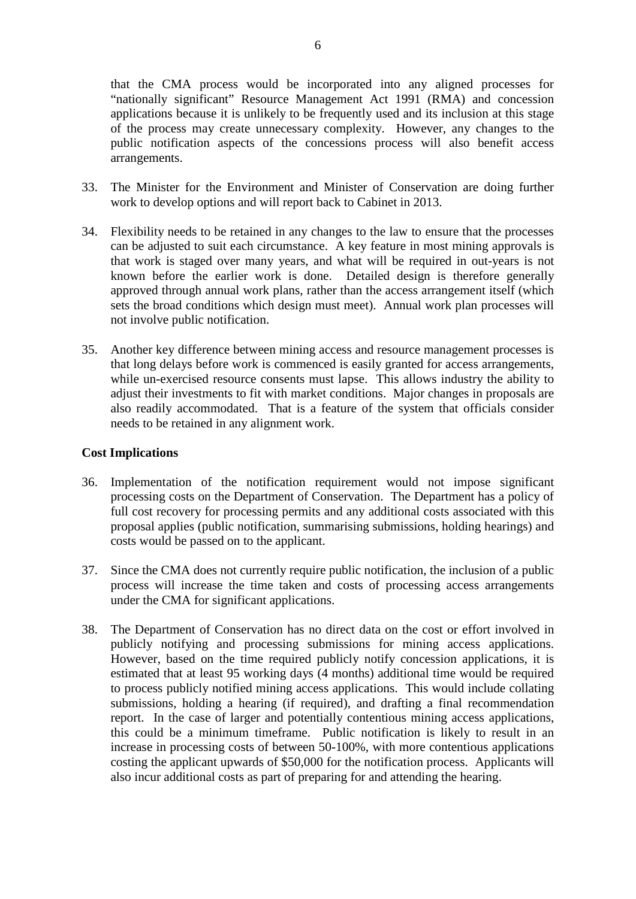that the CMA process would be incorporated into any aligned processes for "nationally significant" Resource Management Act 1991 (RMA) and concession applications because it is unlikely to be frequently used and its inclusion at this stage of the process may create unnecessary complexity. However, any changes to the public notification aspects of the concessions process will also benefit access arrangements.

33. The Minister for the Environment and Minister of Conservation are doing further work to develop options and will report back to Cabinet in 2013.

34. Flexibility needs to be retained in any changes to the law to ensure that the processes can be adjusted to suit each circumstance. A key feature in most mining approvals is that work is staged over many years, and what will be required in out-years is not known before the earlier work is done. Detailed design is therefore generally approved through annual work plans, rather than the access arrangement itself (which sets the broad conditions which design must meet). Annual work plan processes will not involve public notification.

35. Another key difference between mining access and resource management processes is that long delays before work is commenced is easily granted for access arrangements, while un-exercised resource consents must lapse. This allows industry the ability to adjust their investments to fit with market conditions. Major changes in proposals are also readily accommodated. That is a feature of the system that officials consider needs to be retained in any alignment work.

**Cost Implications**

36. Implementation of the notification requirement would not impose significant processing costs on the Department of Conservation. The Department has a policy of full cost recovery for processing permits and any additional costs associated with this proposal applies (public notification, summarising submissions, holding hearings) and costs would be passed on to the applicant.

37. Since the CMA does not currently require public notification, the inclusion of a public process will increase the time taken and costs of processing access arrangements under the CMA for significant applications.

38. The Department of Conservation has no direct data on the cost or effort involved in publicly notifying and processing submissions for mining access applications. However, based on the time required publicly notify concession applications, it is estimated that at least 95 working days (4 months) additional time would be required to process publicly notified mining access applications. This would include collating submissions, holding a hearing (if required), and drafting a final recommendation report. In the case of larger and potentially contentious mining access applications, this could be a minimum timeframe. Public notification is likely to result in an increase in processing costs of between 50-100%, with more contentious applications costing the applicant upwards of $50,000 for the notification process. Applicants will also incur additional costs as part of preparing for and attending the hearing.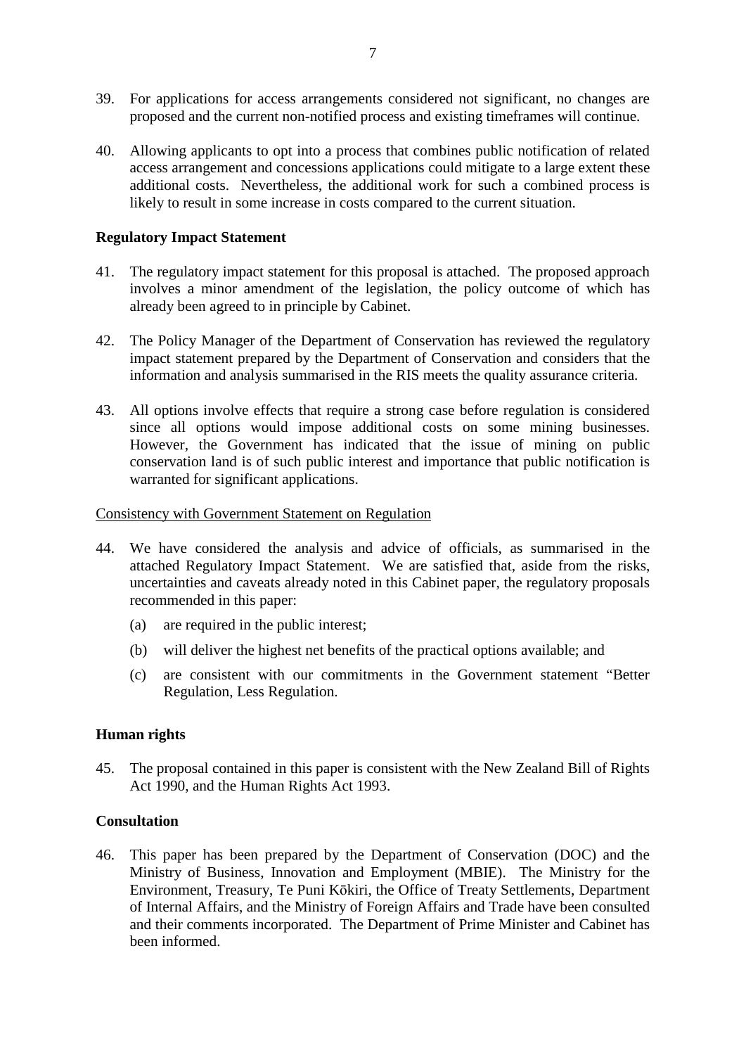39. For applications for access arrangements considered not significant, no changes are proposed and the current non-notified process and existing timeframes will continue.

40. Allowing applicants to opt into a process that combines public notification of related access arrangement and concessions applications could mitigate to a large extent these additional costs. Nevertheless, the additional work for such a combined process is likely to result in some increase in costs compared to the current situation.

**Regulatory Impact Statement**

41. The regulatory impact statement for this proposal is attached. The proposed approach involves a minor amendment of the legislation, the policy outcome of which has already been agreed to in principle by Cabinet.

42. The Policy Manager of the Department of Conservation has reviewed the regulatory impact statement prepared by the Department of Conservation and considers that the information and analysis summarised in the RIS meets the quality assurance criteria.

43. All options involve effects that require a strong case before regulation is considered since all options would impose additional costs on some mining businesses. However, the Government has indicated that the issue of mining on public conservation land is of such public interest and importance that public notification is warranted for significant applications.

<u>Consistency with Government Statement on Regulation</u>

44. We have considered the analysis and advice of officials, as summarised in the attached Regulatory Impact Statement. We are satisfied that, aside from the risks, uncertainties and caveats already noted in this Cabinet paper, the regulatory proposals recommended in this paper:

    (a) are required in the public interest;

    (b) will deliver the highest net benefits of the practical options available; and

    (c) are consistent with our commitments in the Government statement "Better Regulation, Less Regulation.

**Human rights**

45. The proposal contained in this paper is consistent with the New Zealand Bill of Rights Act 1990, and the Human Rights Act 1993.

**Consultation**

46. This paper has been prepared by the Department of Conservation (DOC) and the Ministry of Business, Innovation and Employment (MBIE). The Ministry for the Environment, Treasury, Te Puni Kōkiri, the Office of Treaty Settlements, Department of Internal Affairs, and the Ministry of Foreign Affairs and Trade have been consulted and their comments incorporated. The Department of Prime Minister and Cabinet has been informed.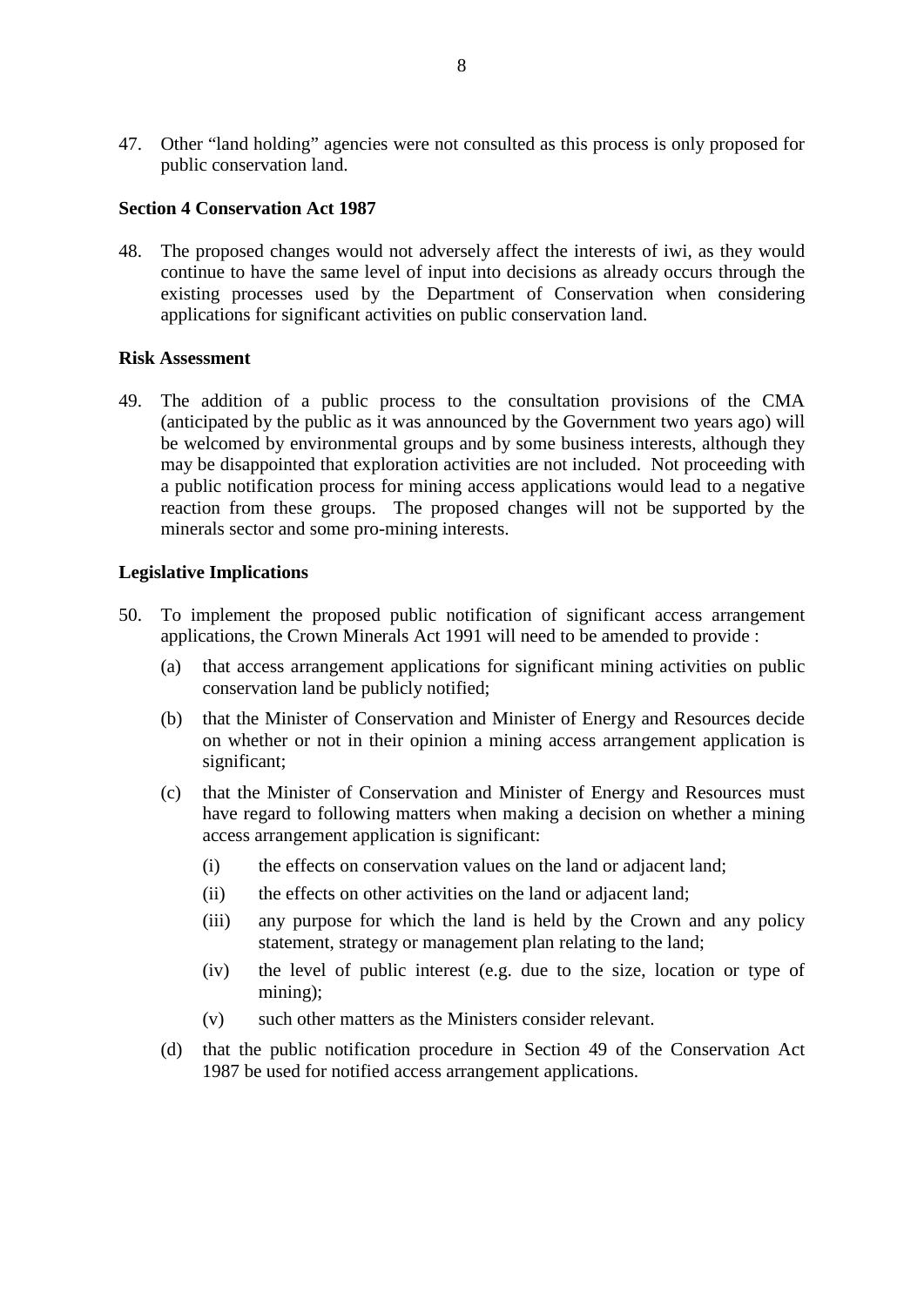47. Other "land holding" agencies were not consulted as this process is only proposed for public conservation land.

**Section 4 Conservation Act 1987**

48. The proposed changes would not adversely affect the interests of iwi, as they would continue to have the same level of input into decisions as already occurs through the existing processes used by the Department of Conservation when considering applications for significant activities on public conservation land.

**Risk Assessment**

49. The addition of a public process to the consultation provisions of the CMA (anticipated by the public as it was announced by the Government two years ago) will be welcomed by environmental groups and by some business interests, although they may be disappointed that exploration activities are not included. Not proceeding with a public notification process for mining access applications would lead to a negative reaction from these groups. The proposed changes will not be supported by the minerals sector and some pro-mining interests.

**Legislative Implications**

50. To implement the proposed public notification of significant access arrangement applications, the Crown Minerals Act 1991 will need to be amended to provide :

    (a) that access arrangement applications for significant mining activities on public conservation land be publicly notified;

    (b) that the Minister of Conservation and Minister of Energy and Resources decide on whether or not in their opinion a mining access arrangement application is significant;

    (c) that the Minister of Conservation and Minister of Energy and Resources must have regard to following matters when making a decision on whether a mining access arrangement application is significant:

        (i) the effects on conservation values on the land or adjacent land;

        (ii) the effects on other activities on the land or adjacent land;

        (iii) any purpose for which the land is held by the Crown and any policy statement, strategy or management plan relating to the land;

        (iv) the level of public interest (e.g. due to the size, location or type of mining);

        (v) such other matters as the Ministers consider relevant.

    (d) that the public notification procedure in Section 49 of the Conservation Act 1987 be used for notified access arrangement applications.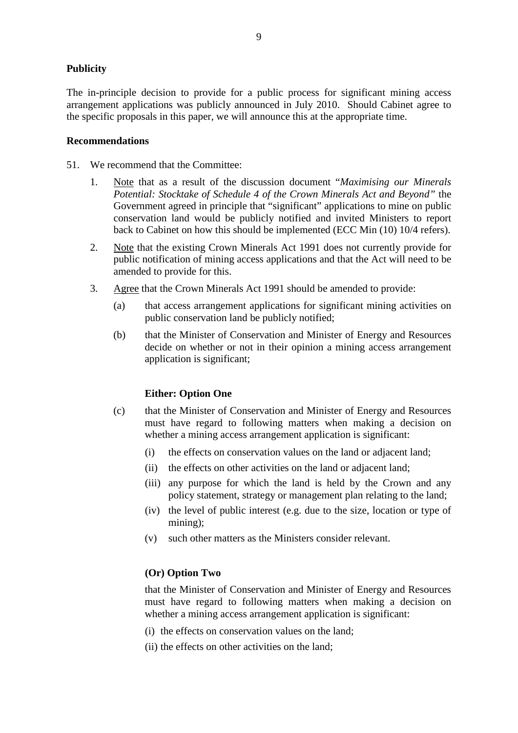**Publicity**

The in-principle decision to provide for a public process for significant mining access arrangement applications was publicly announced in July 2010. Should Cabinet agree to the specific proposals in this paper, we will announce this at the appropriate time.

**Recommendations**

51. We recommend that the Committee:

    1. Note that as a result of the discussion document "*Maximising our Minerals Potential: Stocktake of Schedule 4 of the Crown Minerals Act and Beyond"* the Government agreed in principle that "significant" applications to mine on public conservation land would be publicly notified and invited Ministers to report back to Cabinet on how this should be implemented (ECC Min (10) 10/4 refers).

    2. Note that the existing Crown Minerals Act 1991 does not currently provide for public notification of mining access applications and that the Act will need to be amended to provide for this.

    3. Agree that the Crown Minerals Act 1991 should be amended to provide:

        (a) that access arrangement applications for significant mining activities on public conservation land be publicly notified;

        (b) that the Minister of Conservation and Minister of Energy and Resources decide on whether or not in their opinion a mining access arrangement application is significant;

        **Either: Option One**

        (c) that the Minister of Conservation and Minister of Energy and Resources must have regard to following matters when making a decision on whether a mining access arrangement application is significant:

        (i) the effects on conservation values on the land or adjacent land;

        (ii) the effects on other activities on the land or adjacent land;

        (iii) any purpose for which the land is held by the Crown and any policy statement, strategy or management plan relating to the land;

        (iv) the level of public interest (e.g. due to the size, location or type of mining);

        (v) such other matters as the Ministers consider relevant.

        **(Or) Option Two**

        that the Minister of Conservation and Minister of Energy and Resources must have regard to following matters when making a decision on whether a mining access arrangement application is significant:

        (i) the effects on conservation values on the land;

        (ii) the effects on other activities on the land;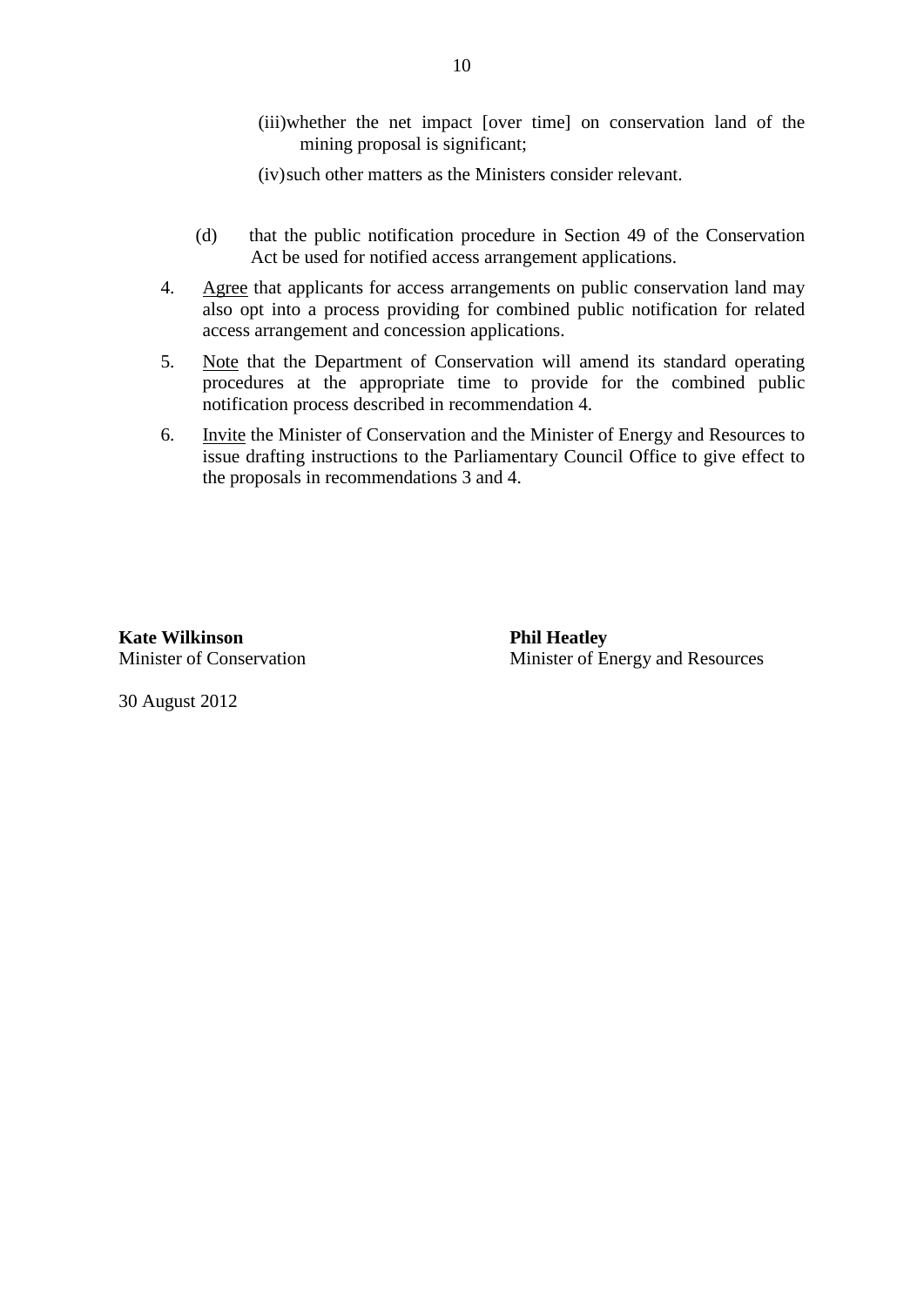(iii) whether the net impact [over time] on conservation land of the mining proposal is significant;

(iv) such other matters as the Ministers consider relevant.

(d) that the public notification procedure in Section 49 of the Conservation Act be used for notified access arrangement applications.

4. <u>Agree</u> that applicants for access arrangements on public conservation land may also opt into a process providing for combined public notification for related access arrangement and concession applications.

5. <u>Note</u> that the Department of Conservation will amend its standard operating procedures at the appropriate time to provide for the combined public notification process described in recommendation 4.

6. <u>Invite</u> the Minister of Conservation and the Minister of Energy and Resources to issue drafting instructions to the Parliamentary Council Office to give effect to the proposals in recommendations 3 and 4.

**Kate Wilkinson**
Minister of Conservation

**Phil Heatley**
Minister of Energy and Resources

30 August 2012